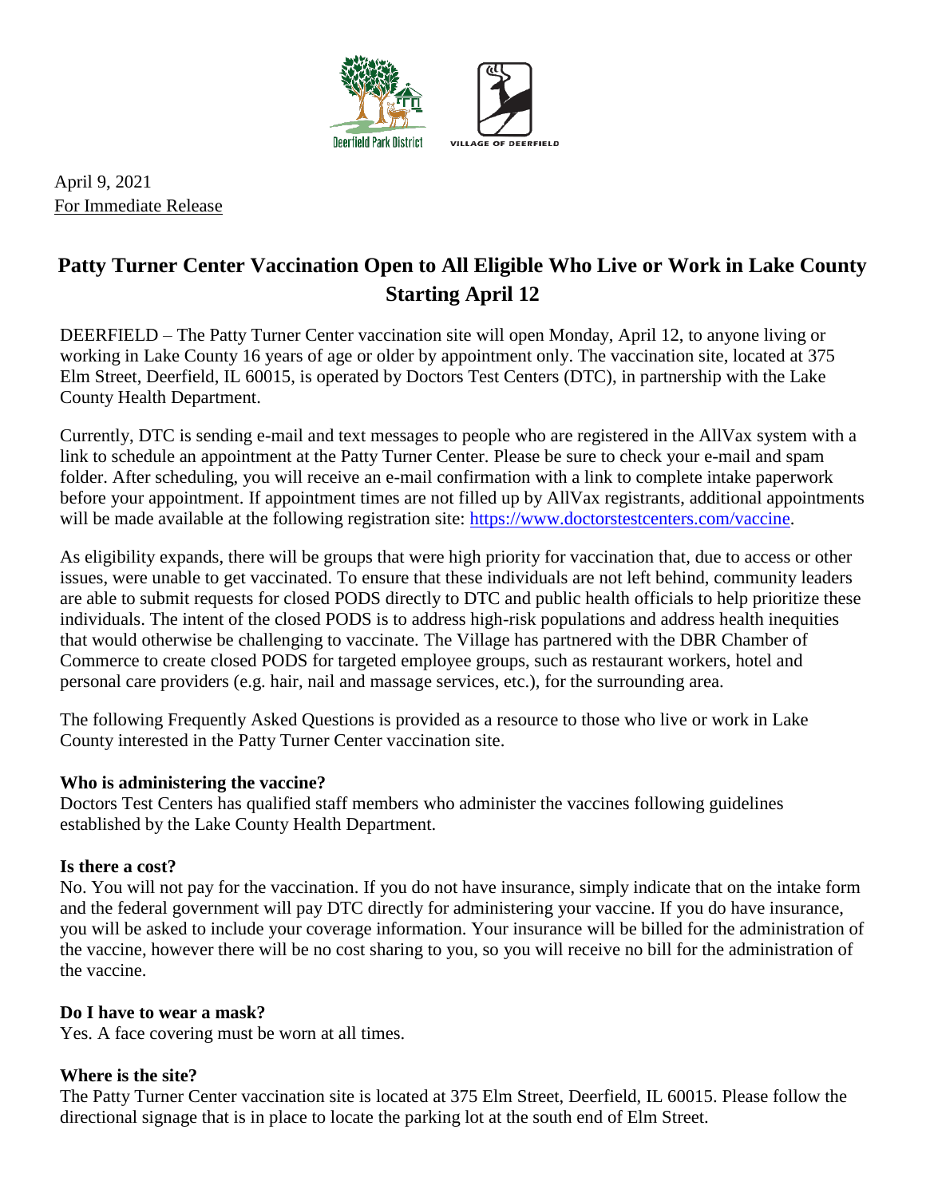April 9, 2021

For Immediate Release

# Patty Turner Center Vaccination Open to All Eligible Who Live or Work in Lake County Starting April 12

DEERFIELD – The Patty Turner Center vaccination site will open Monday, April 12, to anyone living or working in Lake County 16 years of age or older by appointment only. The vaccination site, located at 375 Elm Street, Deerfield, IL 60015, is operated by Doctors Test Centers (DTC), in partnership with the Lake County Health Department.

Currently, DTC is sending e-mail and text messages to people who are registered in the AllVax system with a link to schedule an appointment at the Patty Turner Center. Please be sure to check your e-mail and spam folder. After scheduling, you will receive an e-mail confirmation with a link to complete intake paperwork before your appointment. If appointment times are not filled up by AllVax registrants, additional appointments will be made available at the following registration site: https://www.doctorstestcenters.com/vaccine.

As eligibility expands, there will be groups that were high priority for vaccination that, due to access or other issues, were unable to get vaccinated. To ensure that these individuals are not left behind, community leaders are able to submit requests for closed PODS directly to DTC and public health officials to help prioritize these individuals. The intent of the closed PODS is to address high-risk populations and address health inequities that would otherwise be challenging to vaccinate. The Village has partnered with the DBR Chamber of Commerce to create closed PODS for targeted employee groups, such as restaurant workers, hotel and personal care providers (e.g. hair, nail and massage services, etc.), for the surrounding area.

The following Frequently Asked Questions is provided as a resource to those who live or work in Lake County interested in the Patty Turner Center vaccination site.

**Who is administering the vaccine?**

Doctors Test Centers has qualified staff members who administer the vaccines following guidelines established by the Lake County Health Department.

**Is there a cost?**

No. You will not pay for the vaccination. If you do not have insurance, simply indicate that on the intake form and the federal government will pay DTC directly for administering your vaccine. If you do have insurance, you will be asked to include your coverage information. Your insurance will be billed for the administration of the vaccine, however there will be no cost sharing to you, so you will receive no bill for the administration of the vaccine.

**Do I have to wear a mask?**

Yes. A face covering must be worn at all times.

**Where is the site?**

The Patty Turner Center vaccination site is located at 375 Elm Street, Deerfield, IL 60015. Please follow the directional signage that is in place to locate the parking lot at the south end of Elm Street.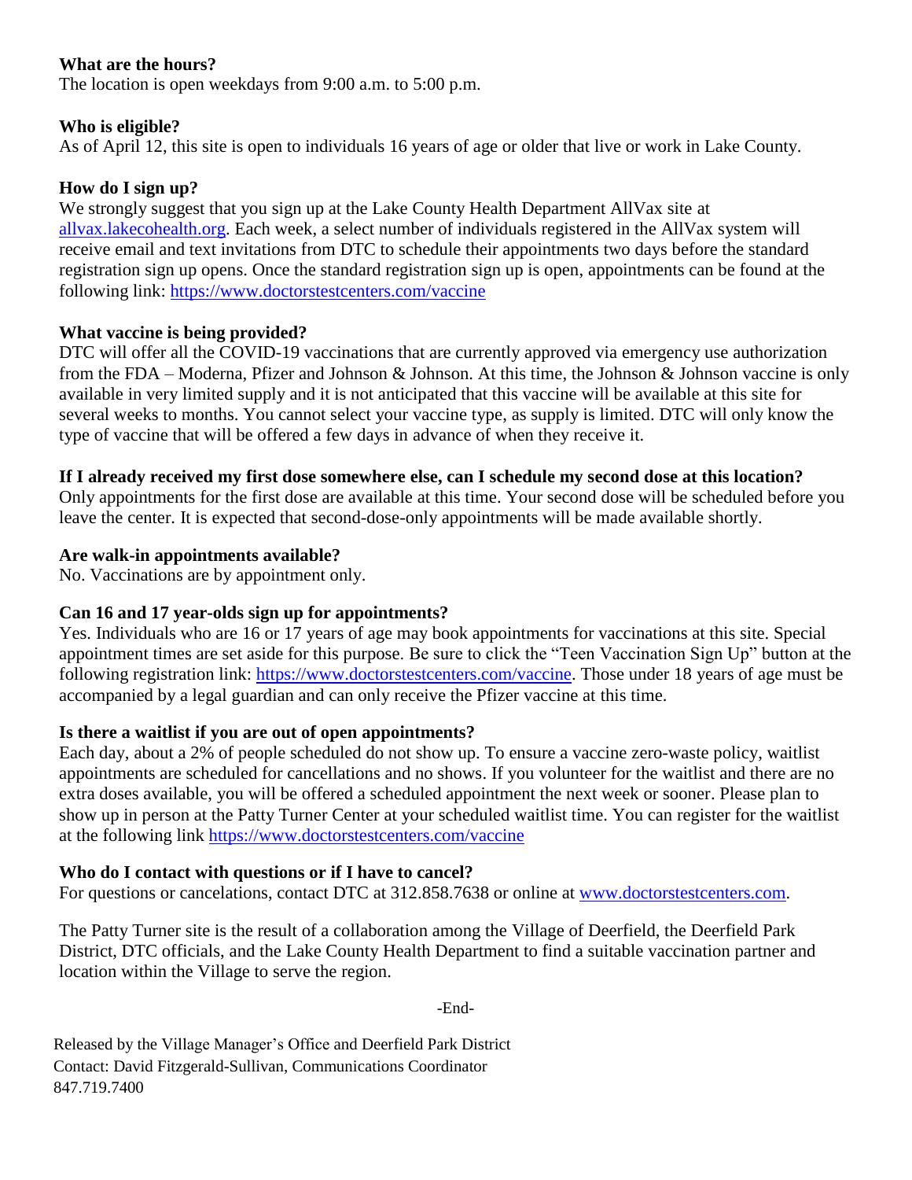**What are the hours?**
The location is open weekdays from 9:00 a.m. to 5:00 p.m.

**Who is eligible?**
As of April 12, this site is open to individuals 16 years of age or older that live or work in Lake County.

**How do I sign up?**
We strongly suggest that you sign up at the Lake County Health Department AllVax site at [allvax.lakecohealth.org](allvax.lakecohealth.org). Each week, a select number of individuals registered in the AllVax system will receive email and text invitations from DTC to schedule their appointments two days before the standard registration sign up opens. Once the standard registration sign up is open, appointments can be found at the following link: [https://www.doctorstestcenters.com/vaccine](https://www.doctorstestcenters.com/vaccine)

**What vaccine is being provided?**
DTC will offer all the COVID-19 vaccinations that are currently approved via emergency use authorization from the FDA – Moderna, Pfizer and Johnson & Johnson. At this time, the Johnson & Johnson vaccine is only available in very limited supply and it is not anticipated that this vaccine will be available at this site for several weeks to months. You cannot select your vaccine type, as supply is limited. DTC will only know the type of vaccine that will be offered a few days in advance of when they receive it.

**If I already received my first dose somewhere else, can I schedule my second dose at this location?**
Only appointments for the first dose are available at this time. Your second dose will be scheduled before you leave the center. It is expected that second-dose-only appointments will be made available shortly.

**Are walk-in appointments available?**
No. Vaccinations are by appointment only.

**Can 16 and 17 year-olds sign up for appointments?**
Yes. Individuals who are 16 or 17 years of age may book appointments for vaccinations at this site. Special appointment times are set aside for this purpose. Be sure to click the "Teen Vaccination Sign Up" button at the following registration link: [https://www.doctorstestcenters.com/vaccine](https://www.doctorstestcenters.com/vaccine). Those under 18 years of age must be accompanied by a legal guardian and can only receive the Pfizer vaccine at this time.

**Is there a waitlist if you are out of open appointments?**
Each day, about a 2% of people scheduled do not show up. To ensure a vaccine zero-waste policy, waitlist appointments are scheduled for cancellations and no shows. If you volunteer for the waitlist and there are no extra doses available, you will be offered a scheduled appointment the next week or sooner. Please plan to show up in person at the Patty Turner Center at your scheduled waitlist time. You can register for the waitlist at the following link [https://www.doctorstestcenters.com/vaccine](https://www.doctorstestcenters.com/vaccine)

**Who do I contact with questions or if I have to cancel?**
For questions or cancelations, contact DTC at 312.858.7638 or online at [www.doctorstestcenters.com](www.doctorstestcenters.com).

The Patty Turner site is the result of a collaboration among the Village of Deerfield, the Deerfield Park District, DTC officials, and the Lake County Health Department to find a suitable vaccination partner and location within the Village to serve the region.

-End-

Released by the Village Manager's Office and Deerfield Park District
Contact: David Fitzgerald-Sullivan, Communications Coordinator
847.719.7400